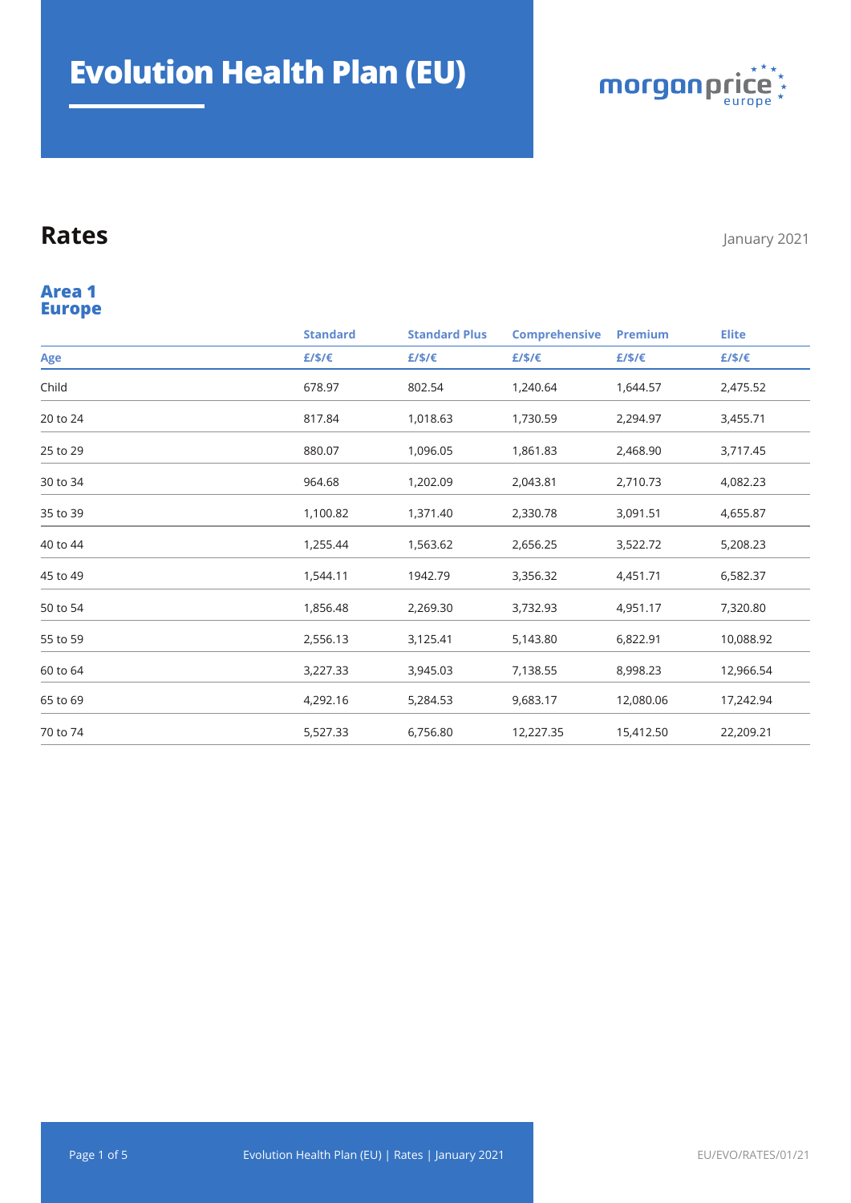# Evolution Health Plan (EU)

morganprice europe

## Rates

January 2021

### Area 1 Europe

| | Standard | Standard Plus | Comprehensive | Premium | Elite |
|---|---|---|---|---|---|
| Age | £/$/€ | £/$/€ | £/$/€ | £/$/€ | £/$/€ |
| Child | 678.97 | 802.54 | 1,240.64 | 1,644.57 | 2,475.52 |
| 20 to 24 | 817.84 | 1,018.63 | 1,730.59 | 2,294.97 | 3,455.71 |
| 25 to 29 | 880.07 | 1,096.05 | 1,861.83 | 2,468.90 | 3,717.45 |
| 30 to 34 | 964.68 | 1,202.09 | 2,043.81 | 2,710.73 | 4,082.23 |
| 35 to 39 | 1,100.82 | 1,371.40 | 2,330.78 | 3,091.51 | 4,655.87 |
| 40 to 44 | 1,255.44 | 1,563.62 | 2,656.25 | 3,522.72 | 5,208.23 |
| 45 to 49 | 1,544.11 | 1942.79 | 3,356.32 | 4,451.71 | 6,582.37 |
| 50 to 54 | 1,856.48 | 2,269.30 | 3,732.93 | 4,951.17 | 7,320.80 |
| 55 to 59 | 2,556.13 | 3,125.41 | 5,143.80 | 6,822.91 | 10,088.92 |
| 60 to 64 | 3,227.33 | 3,945.03 | 7,138.55 | 8,998.23 | 12,966.54 |
| 65 to 69 | 4,292.16 | 5,284.53 | 9,683.17 | 12,080.06 | 17,242.94 |
| 70 to 74 | 5,527.33 | 6,756.80 | 12,227.35 | 15,412.50 | 22,209.21 |

EU/EVO/RATES/01/21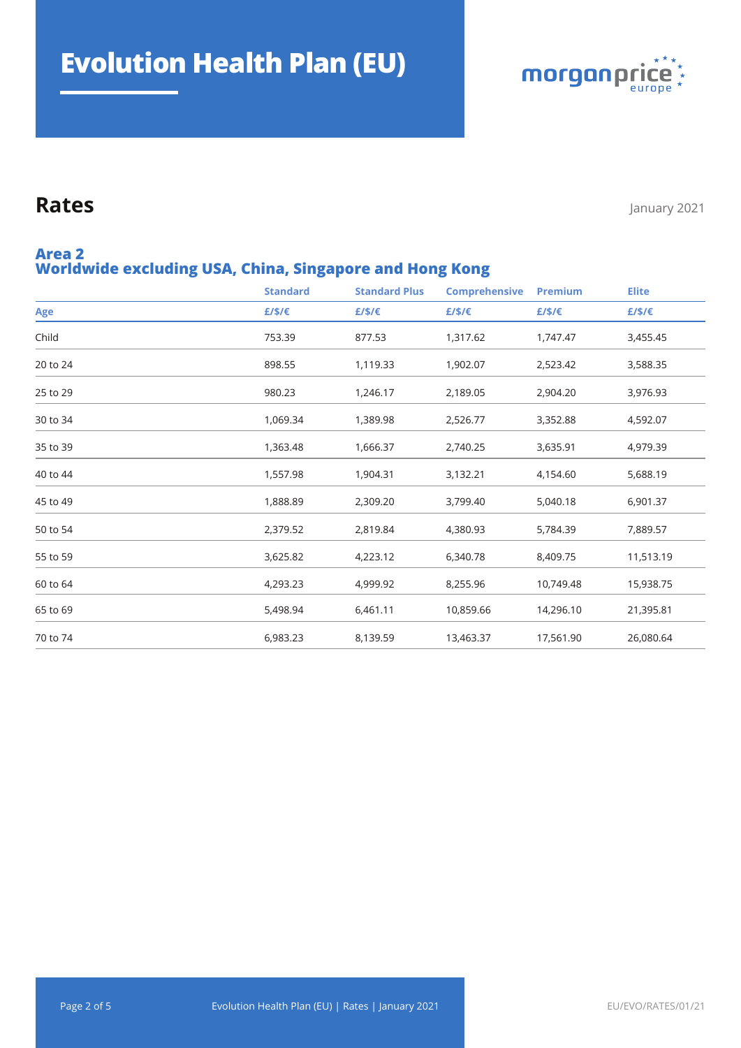# Evolution Health Plan (EU)

morganprice europe

## Rates

January 2021

### Area 2
### Worldwide excluding USA, China, Singapore and Hong Kong

| | Standard | Standard Plus | Comprehensive | Premium | Elite |
|---|---|---|---|---|---|
| Age | £/$/€ | £/$/€ | £/$/€ | £/$/€ | £/$/€ |
| Child | 753.39 | 877.53 | 1,317.62 | 1,747.47 | 3,455.45 |
| 20 to 24 | 898.55 | 1,119.33 | 1,902.07 | 2,523.42 | 3,588.35 |
| 25 to 29 | 980.23 | 1,246.17 | 2,189.05 | 2,904.20 | 3,976.93 |
| 30 to 34 | 1,069.34 | 1,389.98 | 2,526.77 | 3,352.88 | 4,592.07 |
| 35 to 39 | 1,363.48 | 1,666.37 | 2,740.25 | 3,635.91 | 4,979.39 |
| 40 to 44 | 1,557.98 | 1,904.31 | 3,132.21 | 4,154.60 | 5,688.19 |
| 45 to 49 | 1,888.89 | 2,309.20 | 3,799.40 | 5,040.18 | 6,901.37 |
| 50 to 54 | 2,379.52 | 2,819.84 | 4,380.93 | 5,784.39 | 7,889.57 |
| 55 to 59 | 3,625.82 | 4,223.12 | 6,340.78 | 8,409.75 | 11,513.19 |
| 60 to 64 | 4,293.23 | 4,999.92 | 8,255.96 | 10,749.48 | 15,938.75 |
| 65 to 69 | 5,498.94 | 6,461.11 | 10,859.66 | 14,296.10 | 21,395.81 |
| 70 to 74 | 6,983.23 | 8,139.59 | 13,463.37 | 17,561.90 | 26,080.64 |

EU/EVO/RATES/01/21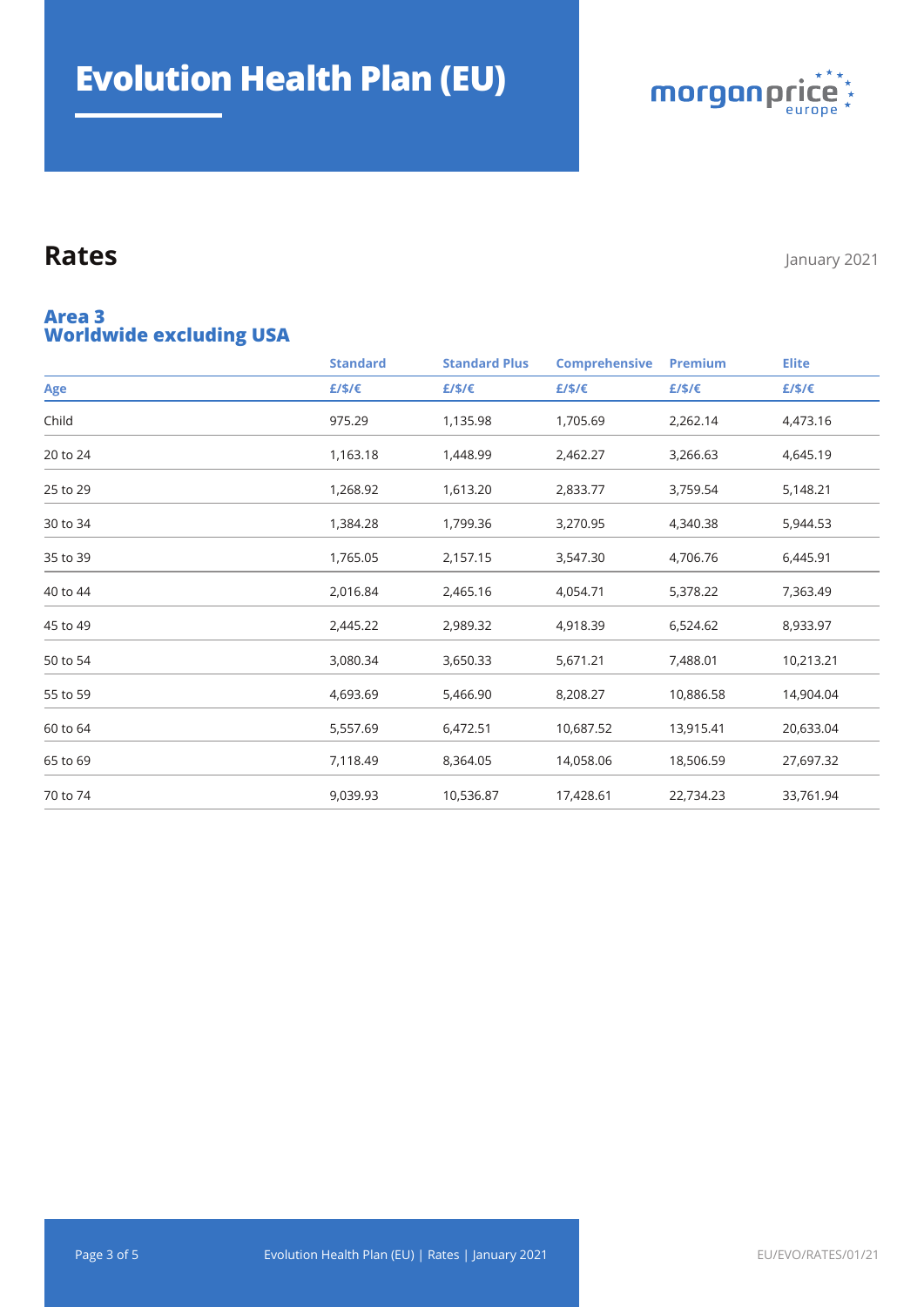# Evolution Health Plan (EU)

## Rates

January 2021

### Area 3
### Worldwide excluding USA

| | Standard | Standard Plus | Comprehensive | Premium | Elite |
|---|---|---|---|---|---|
| Age | £/$/€ | £/$/€ | £/$/€ | £/$/€ | £/$/€ |
| Child | 975.29 | 1,135.98 | 1,705.69 | 2,262.14 | 4,473.16 |
| 20 to 24 | 1,163.18 | 1,448.99 | 2,462.27 | 3,266.63 | 4,645.19 |
| 25 to 29 | 1,268.92 | 1,613.20 | 2,833.77 | 3,759.54 | 5,148.21 |
| 30 to 34 | 1,384.28 | 1,799.36 | 3,270.95 | 4,340.38 | 5,944.53 |
| 35 to 39 | 1,765.05 | 2,157.15 | 3,547.30 | 4,706.76 | 6,445.91 |
| 40 to 44 | 2,016.84 | 2,465.16 | 4,054.71 | 5,378.22 | 7,363.49 |
| 45 to 49 | 2,445.22 | 2,989.32 | 4,918.39 | 6,524.62 | 8,933.97 |
| 50 to 54 | 3,080.34 | 3,650.33 | 5,671.21 | 7,488.01 | 10,213.21 |
| 55 to 59 | 4,693.69 | 5,466.90 | 8,208.27 | 10,886.58 | 14,904.04 |
| 60 to 64 | 5,557.69 | 6,472.51 | 10,687.52 | 13,915.41 | 20,633.04 |
| 65 to 69 | 7,118.49 | 8,364.05 | 14,058.06 | 18,506.59 | 27,697.32 |
| 70 to 74 | 9,039.93 | 10,536.87 | 17,428.61 | 22,734.23 | 33,761.94 |

EU/EVO/RATES/01/21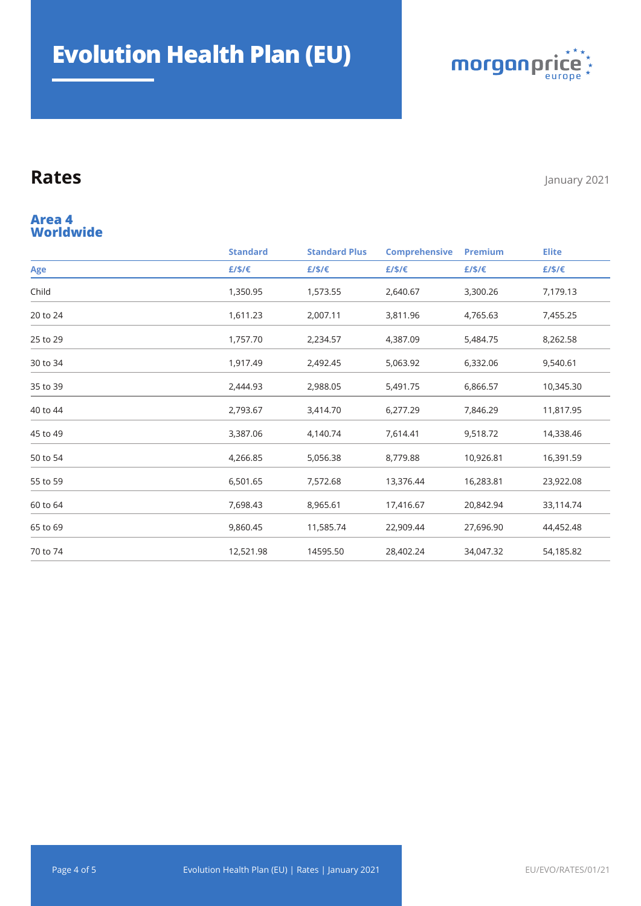# Evolution Health Plan (EU)

## Rates

January 2021

### Area 4
### Worldwide

| | Standard | Standard Plus | Comprehensive | Premium | Elite |
|---|---|---|---|---|---|
| Age | £/$/€ | £/$/€ | £/$/€ | £/$/€ | £/$/€ |
| Child | 1,350.95 | 1,573.55 | 2,640.67 | 3,300.26 | 7,179.13 |
| 20 to 24 | 1,611.23 | 2,007.11 | 3,811.96 | 4,765.63 | 7,455.25 |
| 25 to 29 | 1,757.70 | 2,234.57 | 4,387.09 | 5,484.75 | 8,262.58 |
| 30 to 34 | 1,917.49 | 2,492.45 | 5,063.92 | 6,332.06 | 9,540.61 |
| 35 to 39 | 2,444.93 | 2,988.05 | 5,491.75 | 6,866.57 | 10,345.30 |
| 40 to 44 | 2,793.67 | 3,414.70 | 6,277.29 | 7,846.29 | 11,817.95 |
| 45 to 49 | 3,387.06 | 4,140.74 | 7,614.41 | 9,518.72 | 14,338.46 |
| 50 to 54 | 4,266.85 | 5,056.38 | 8,779.88 | 10,926.81 | 16,391.59 |
| 55 to 59 | 6,501.65 | 7,572.68 | 13,376.44 | 16,283.81 | 23,922.08 |
| 60 to 64 | 7,698.43 | 8,965.61 | 17,416.67 | 20,842.94 | 33,114.74 |
| 65 to 69 | 9,860.45 | 11,585.74 | 22,909.44 | 27,696.90 | 44,452.48 |
| 70 to 74 | 12,521.98 | 14595.50 | 28,402.24 | 34,047.32 | 54,185.82 |

EU/EVO/RATES/01/21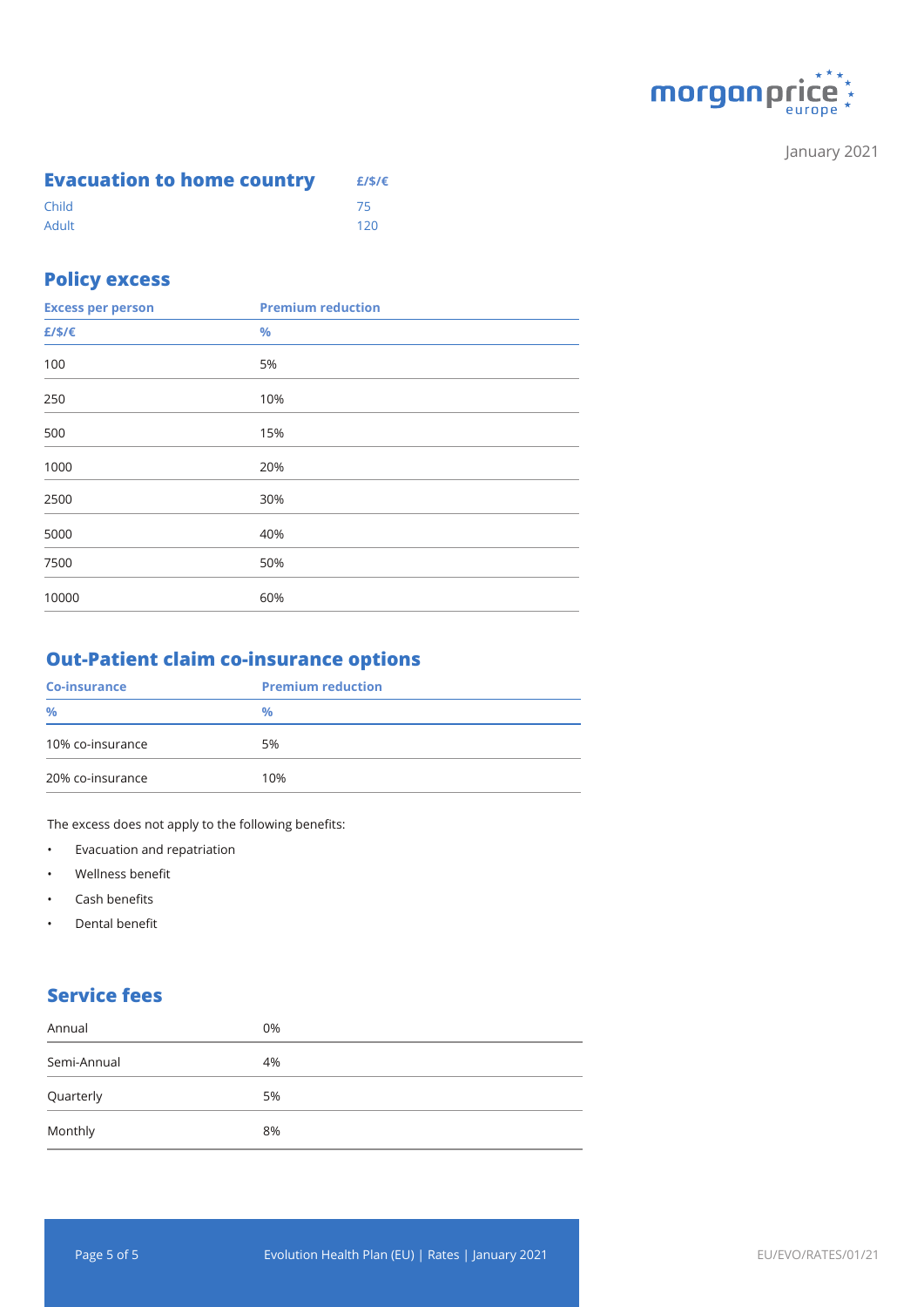## Evacuation to home country

| | £/$/€ |
|---|---|
| Child | 75 |
| Adult | 120 |

## Policy excess

| Excess per person | Premium reduction |
|---|---|
| £/$/€ | % |
| 100 | 5% |
| 250 | 10% |
| 500 | 15% |
| 1000 | 20% |
| 2500 | 30% |
| 5000 | 40% |
| 7500 | 50% |
| 10000 | 60% |

## Out-Patient claim co-insurance options

| Co-insurance | Premium reduction |
|---|---|
| % | % |
| 10% co-insurance | 5% |
| 20% co-insurance | 10% |

The excess does not apply to the following benefits:

- Evacuation and repatriation
- Wellness benefit
- Cash benefits
- Dental benefit

## Service fees

| | |
|---|---|
| Annual | 0% |
| Semi-Annual | 4% |
| Quarterly | 5% |
| Monthly | 8% |